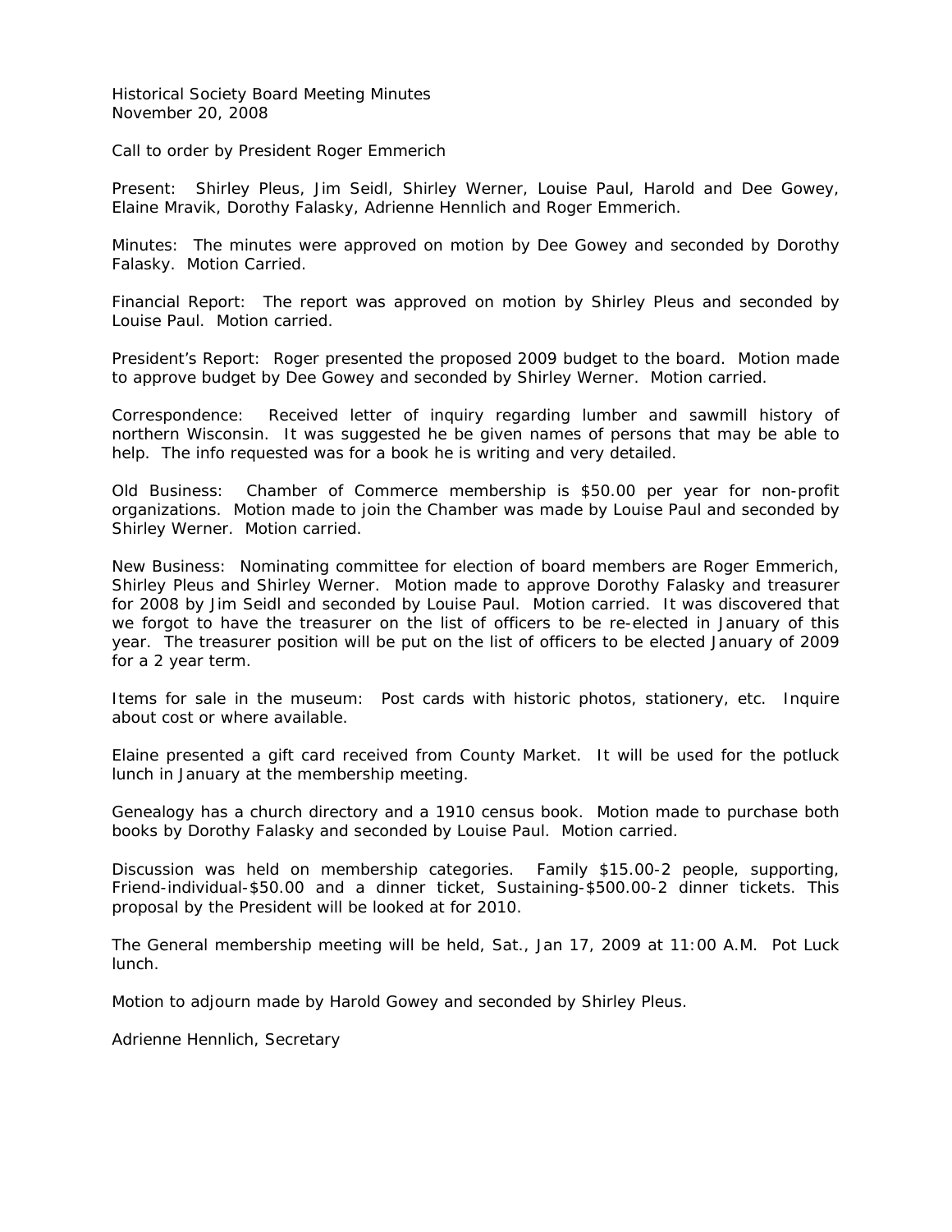Historical Society Board Meeting Minutes
November 20, 2008

Call to order by President Roger Emmerich

Present: Shirley Pleus, Jim Seidl, Shirley Werner, Louise Paul, Harold and Dee Gowey, Elaine Mravik, Dorothy Falasky, Adrienne Hennlich and Roger Emmerich.

Minutes: The minutes were approved on motion by Dee Gowey and seconded by Dorothy Falasky. Motion Carried.

Financial Report: The report was approved on motion by Shirley Pleus and seconded by Louise Paul. Motion carried.

President's Report: Roger presented the proposed 2009 budget to the board. Motion made to approve budget by Dee Gowey and seconded by Shirley Werner. Motion carried.

Correspondence: Received letter of inquiry regarding lumber and sawmill history of northern Wisconsin. It was suggested he be given names of persons that may be able to help. The info requested was for a book he is writing and very detailed.

Old Business: Chamber of Commerce membership is $50.00 per year for non-profit organizations. Motion made to join the Chamber was made by Louise Paul and seconded by Shirley Werner. Motion carried.

New Business: Nominating committee for election of board members are Roger Emmerich, Shirley Pleus and Shirley Werner. Motion made to approve Dorothy Falasky and treasurer for 2008 by Jim Seidl and seconded by Louise Paul. Motion carried. It was discovered that we forgot to have the treasurer on the list of officers to be re-elected in January of this year. The treasurer position will be put on the list of officers to be elected January of 2009 for a 2 year term.

Items for sale in the museum: Post cards with historic photos, stationery, etc. Inquire about cost or where available.

Elaine presented a gift card received from County Market. It will be used for the potluck lunch in January at the membership meeting.

Genealogy has a church directory and a 1910 census book. Motion made to purchase both books by Dorothy Falasky and seconded by Louise Paul. Motion carried.

Discussion was held on membership categories. Family $15.00-2 people, supporting, Friend-individual-$50.00 and a dinner ticket, Sustaining-$500.00-2 dinner tickets. This proposal by the President will be looked at for 2010.

The General membership meeting will be held, Sat., Jan 17, 2009 at 11:00 A.M. Pot Luck lunch.

Motion to adjourn made by Harold Gowey and seconded by Shirley Pleus.

Adrienne Hennlich, Secretary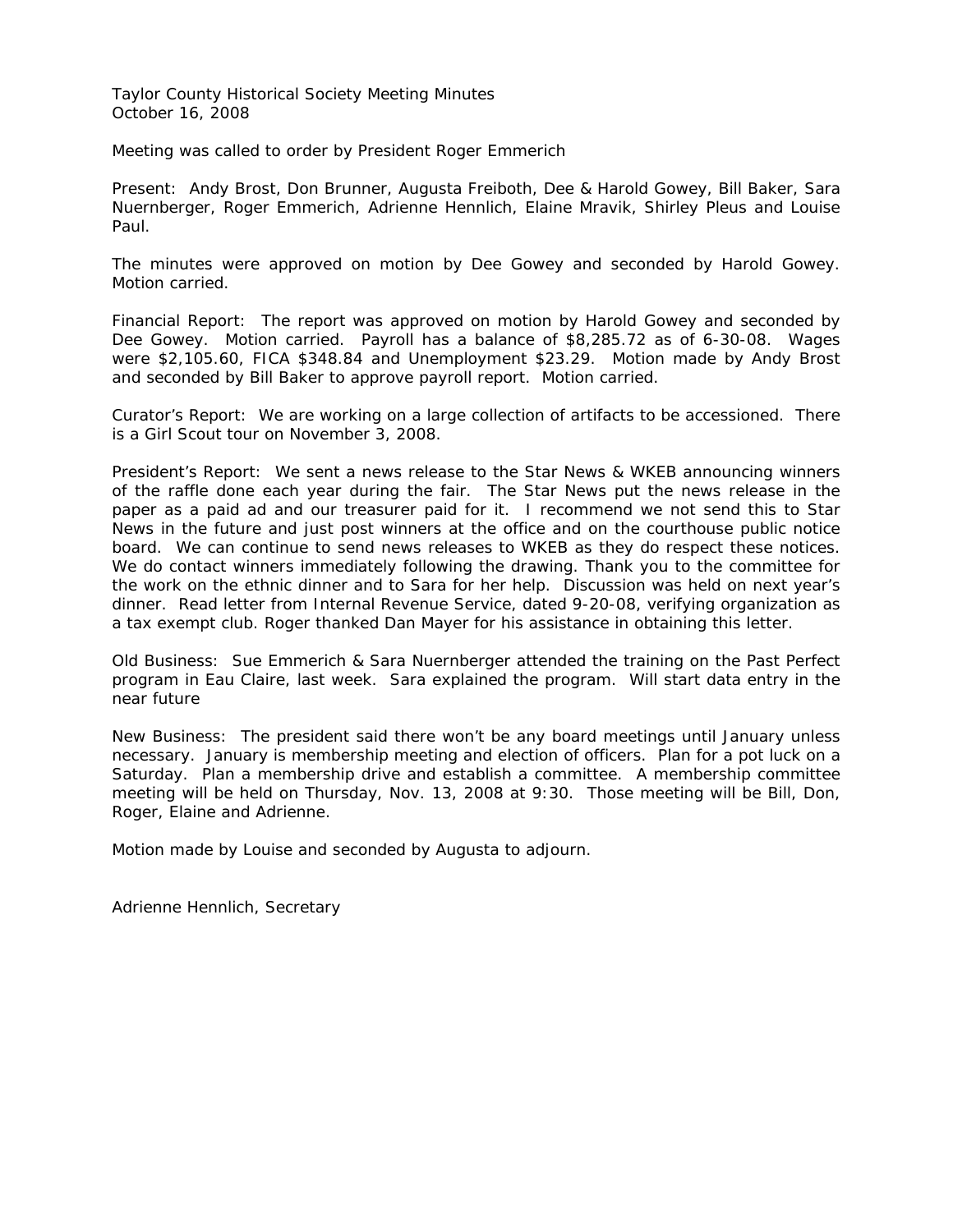Taylor County Historical Society Meeting Minutes
October 16, 2008

Meeting was called to order by President Roger Emmerich

Present: Andy Brost, Don Brunner, Augusta Freiboth, Dee & Harold Gowey, Bill Baker, Sara Nuernberger, Roger Emmerich, Adrienne Hennlich, Elaine Mravik, Shirley Pleus and Louise Paul.

The minutes were approved on motion by Dee Gowey and seconded by Harold Gowey. Motion carried.

Financial Report: The report was approved on motion by Harold Gowey and seconded by Dee Gowey. Motion carried. Payroll has a balance of $8,285.72 as of 6-30-08. Wages were $2,105.60, FICA $348.84 and Unemployment $23.29. Motion made by Andy Brost and seconded by Bill Baker to approve payroll report. Motion carried.

Curator's Report: We are working on a large collection of artifacts to be accessioned. There is a Girl Scout tour on November 3, 2008.

President's Report: We sent a news release to the Star News & WKEB announcing winners of the raffle done each year during the fair. The Star News put the news release in the paper as a paid ad and our treasurer paid for it. I recommend we not send this to Star News in the future and just post winners at the office and on the courthouse public notice board. We can continue to send news releases to WKEB as they do respect these notices. We do contact winners immediately following the drawing. Thank you to the committee for the work on the ethnic dinner and to Sara for her help. Discussion was held on next year's dinner. Read letter from Internal Revenue Service, dated 9-20-08, verifying organization as a tax exempt club. Roger thanked Dan Mayer for his assistance in obtaining this letter.

Old Business: Sue Emmerich & Sara Nuernberger attended the training on the Past Perfect program in Eau Claire, last week. Sara explained the program. Will start data entry in the near future

New Business: The president said there won't be any board meetings until January unless necessary. January is membership meeting and election of officers. Plan for a pot luck on a Saturday. Plan a membership drive and establish a committee. A membership committee meeting will be held on Thursday, Nov. 13, 2008 at 9:30. Those meeting will be Bill, Don, Roger, Elaine and Adrienne.

Motion made by Louise and seconded by Augusta to adjourn.

Adrienne Hennlich, Secretary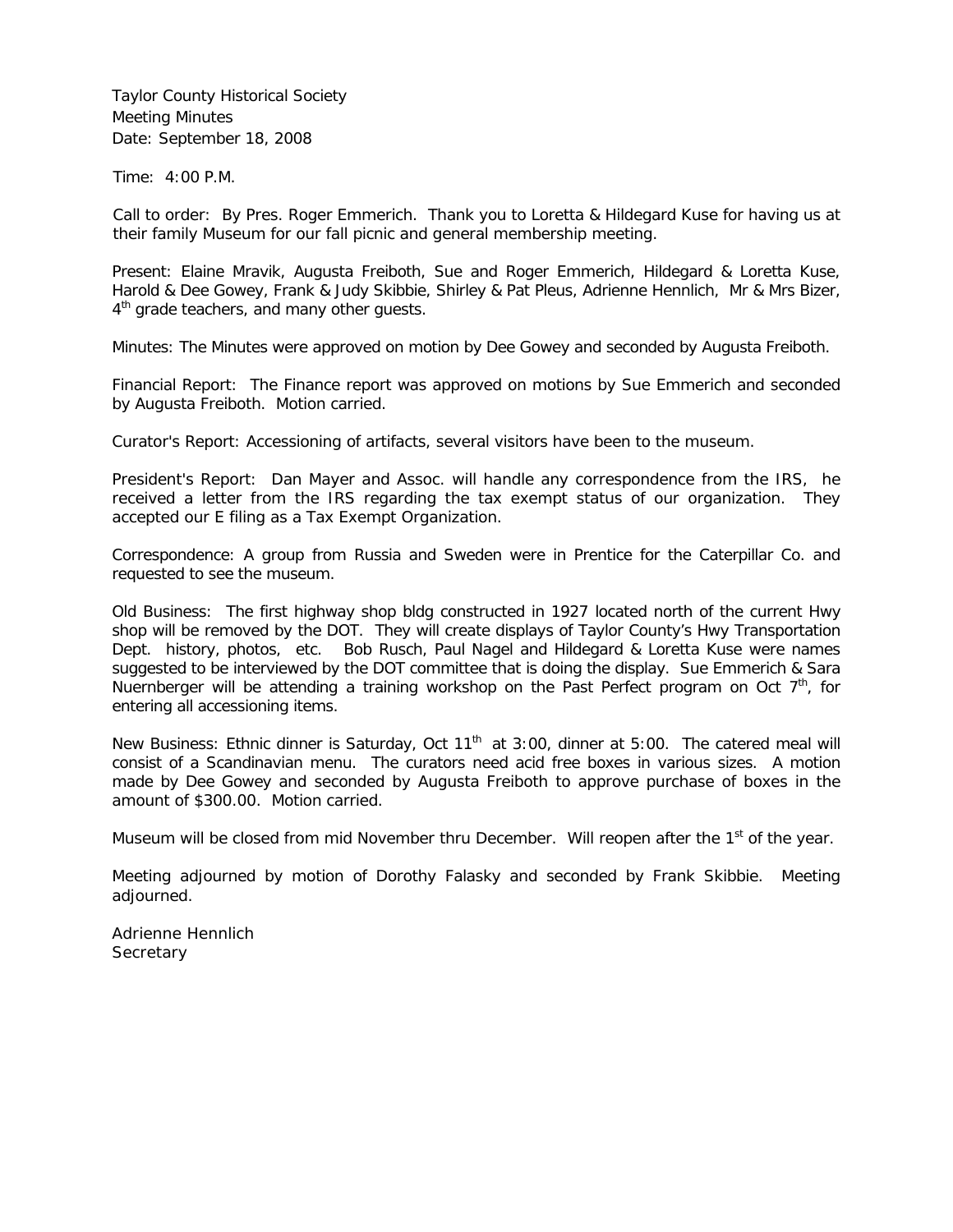Taylor County Historical Society
Meeting Minutes
Date: September 18, 2008

Time: 4:00 P.M.

Call to order: By Pres. Roger Emmerich. Thank you to Loretta & Hildegard Kuse for having us at their family Museum for our fall picnic and general membership meeting.

Present: Elaine Mravik, Augusta Freiboth, Sue and Roger Emmerich, Hildegard & Loretta Kuse, Harold & Dee Gowey, Frank & Judy Skibbie, Shirley & Pat Pleus, Adrienne Hennlich, Mr & Mrs Bizer, 4th grade teachers, and many other guests.

Minutes: The Minutes were approved on motion by Dee Gowey and seconded by Augusta Freiboth.

Financial Report: The Finance report was approved on motions by Sue Emmerich and seconded by Augusta Freiboth. Motion carried.

Curator's Report: Accessioning of artifacts, several visitors have been to the museum.

President's Report: Dan Mayer and Assoc. will handle any correspondence from the IRS, he received a letter from the IRS regarding the tax exempt status of our organization. They accepted our E filing as a Tax Exempt Organization.

Correspondence: A group from Russia and Sweden were in Prentice for the Caterpillar Co. and requested to see the museum.

Old Business: The first highway shop bldg constructed in 1927 located north of the current Hwy shop will be removed by the DOT. They will create displays of Taylor County's Hwy Transportation Dept. history, photos, etc. Bob Rusch, Paul Nagel and Hildegard & Loretta Kuse were names suggested to be interviewed by the DOT committee that is doing the display. Sue Emmerich & Sara Nuernberger will be attending a training workshop on the Past Perfect program on Oct 7th, for entering all accessioning items.

New Business: Ethnic dinner is Saturday, Oct 11th at 3:00, dinner at 5:00. The catered meal will consist of a Scandinavian menu. The curators need acid free boxes in various sizes. A motion made by Dee Gowey and seconded by Augusta Freiboth to approve purchase of boxes in the amount of $300.00. Motion carried.

Museum will be closed from mid November thru December. Will reopen after the 1st of the year.

Meeting adjourned by motion of Dorothy Falasky and seconded by Frank Skibbie. Meeting adjourned.

Adrienne Hennlich
Secretary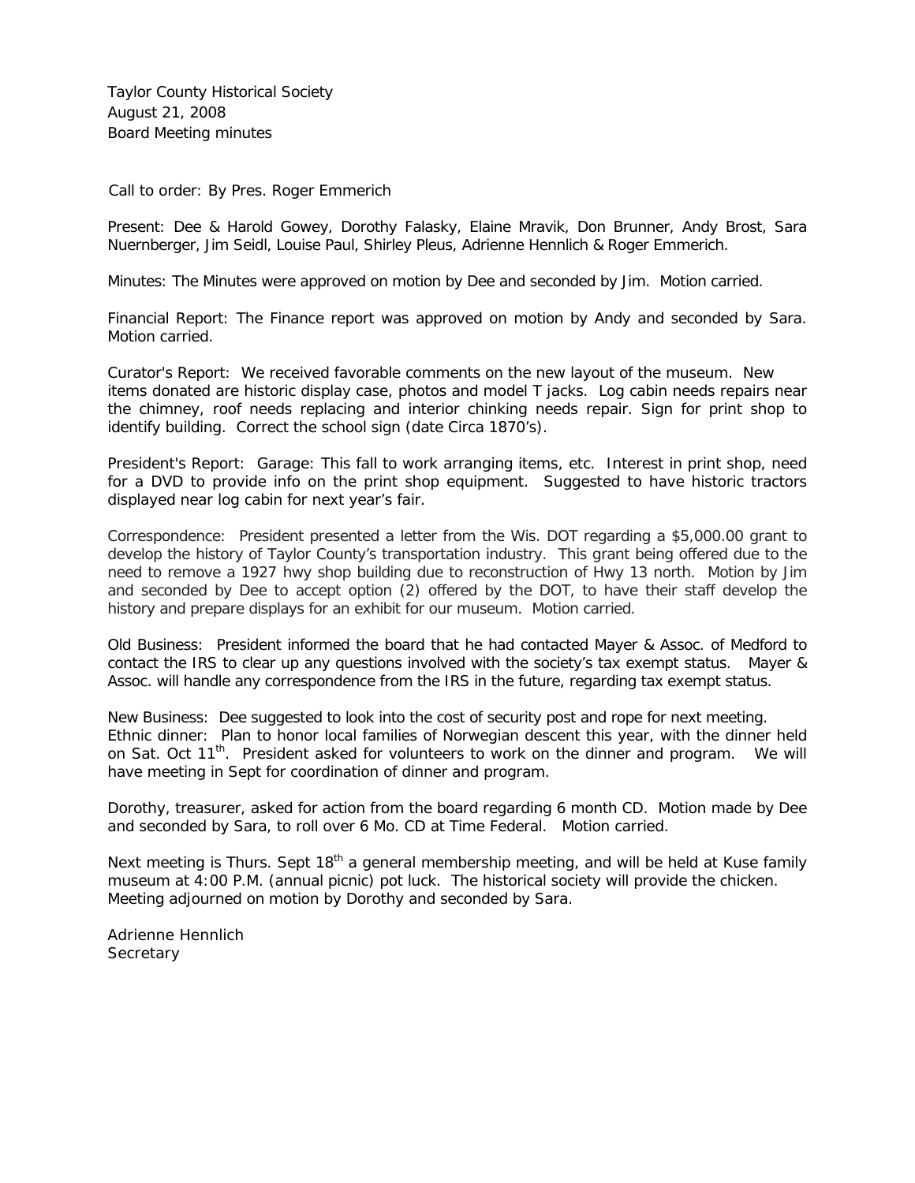Taylor County Historical Society
August 21, 2008
Board Meeting minutes

Call to order: By Pres. Roger Emmerich

Present: Dee & Harold Gowey, Dorothy Falasky, Elaine Mravik, Don Brunner, Andy Brost, Sara Nuernberger, Jim Seidl, Louise Paul, Shirley Pleus, Adrienne Hennlich & Roger Emmerich.

Minutes: The Minutes were approved on motion by Dee and seconded by Jim. Motion carried.

Financial Report: The Finance report was approved on motion by Andy and seconded by Sara. Motion carried.

Curator's Report: We received favorable comments on the new layout of the museum. New items donated are historic display case, photos and model T jacks. Log cabin needs repairs near the chimney, roof needs replacing and interior chinking needs repair. Sign for print shop to identify building. Correct the school sign (date Circa 1870's).

President's Report: Garage: This fall to work arranging items, etc. Interest in print shop, need for a DVD to provide info on the print shop equipment. Suggested to have historic tractors displayed near log cabin for next year's fair.

Correspondence: President presented a letter from the Wis. DOT regarding a $5,000.00 grant to develop the history of Taylor County's transportation industry. This grant being offered due to the need to remove a 1927 hwy shop building due to reconstruction of Hwy 13 north. Motion by Jim and seconded by Dee to accept option (2) offered by the DOT, to have their staff develop the history and prepare displays for an exhibit for our museum. Motion carried.

Old Business: President informed the board that he had contacted Mayer & Assoc. of Medford to contact the IRS to clear up any questions involved with the society's tax exempt status. Mayer & Assoc. will handle any correspondence from the IRS in the future, regarding tax exempt status.

New Business: Dee suggested to look into the cost of security post and rope for next meeting.
Ethnic dinner: Plan to honor local families of Norwegian descent this year, with the dinner held on Sat. Oct 11th. President asked for volunteers to work on the dinner and program. We will have meeting in Sept for coordination of dinner and program.

Dorothy, treasurer, asked for action from the board regarding 6 month CD. Motion made by Dee and seconded by Sara, to roll over 6 Mo. CD at Time Federal. Motion carried.

Next meeting is Thurs. Sept 18th a general membership meeting, and will be held at Kuse family museum at 4:00 P.M. (annual picnic) pot luck. The historical society will provide the chicken.
Meeting adjourned on motion by Dorothy and seconded by Sara.

Adrienne Hennlich
Secretary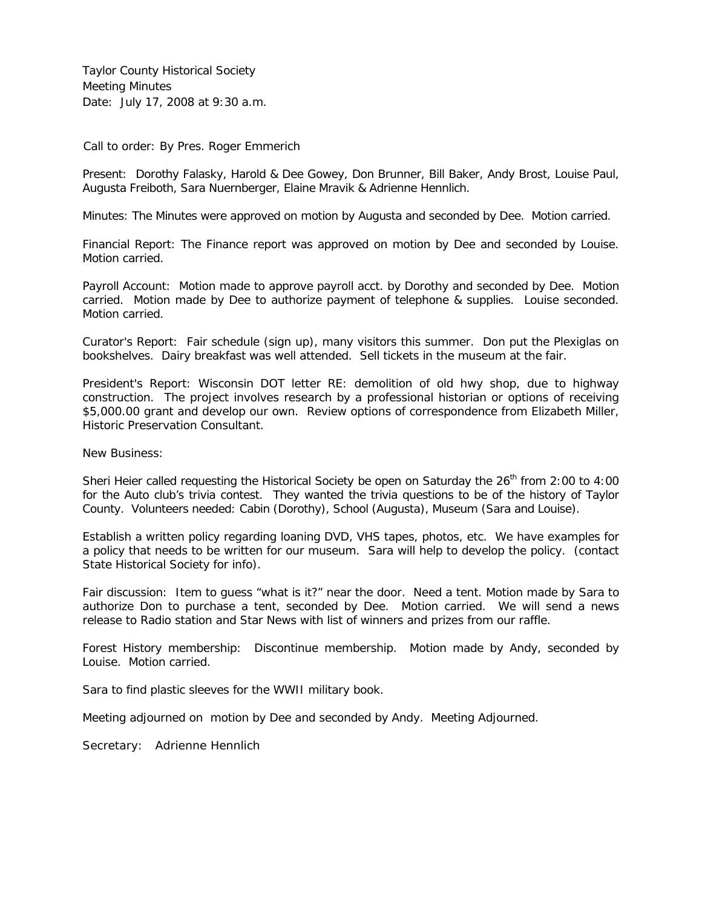Taylor County Historical Society
Meeting Minutes
Date: July 17, 2008 at 9:30 a.m.

Call to order: By Pres. Roger Emmerich

Present: Dorothy Falasky, Harold & Dee Gowey, Don Brunner, Bill Baker, Andy Brost, Louise Paul, Augusta Freiboth, Sara Nuernberger, Elaine Mravik & Adrienne Hennlich.

Minutes: The Minutes were approved on motion by Augusta and seconded by Dee. Motion carried.

Financial Report: The Finance report was approved on motion by Dee and seconded by Louise. Motion carried.

Payroll Account: Motion made to approve payroll acct. by Dorothy and seconded by Dee. Motion carried. Motion made by Dee to authorize payment of telephone & supplies. Louise seconded. Motion carried.

Curator's Report: Fair schedule (sign up), many visitors this summer. Don put the Plexiglas on bookshelves. Dairy breakfast was well attended. Sell tickets in the museum at the fair.

President's Report: Wisconsin DOT letter RE: demolition of old hwy shop, due to highway construction. The project involves research by a professional historian or options of receiving $5,000.00 grant and develop our own. Review options of correspondence from Elizabeth Miller, Historic Preservation Consultant.

New Business:

Sheri Heier called requesting the Historical Society be open on Saturday the 26th from 2:00 to 4:00 for the Auto club's trivia contest. They wanted the trivia questions to be of the history of Taylor County. Volunteers needed: Cabin (Dorothy), School (Augusta), Museum (Sara and Louise).

Establish a written policy regarding loaning DVD, VHS tapes, photos, etc. We have examples for a policy that needs to be written for our museum. Sara will help to develop the policy. (contact State Historical Society for info).

Fair discussion: Item to guess "what is it?" near the door. Need a tent. Motion made by Sara to authorize Don to purchase a tent, seconded by Dee. Motion carried. We will send a news release to Radio station and Star News with list of winners and prizes from our raffle.

Forest History membership: Discontinue membership. Motion made by Andy, seconded by Louise. Motion carried.

Sara to find plastic sleeves for the WWII military book.

Meeting adjourned on motion by Dee and seconded by Andy. Meeting Adjourned.

Secretary: Adrienne Hennlich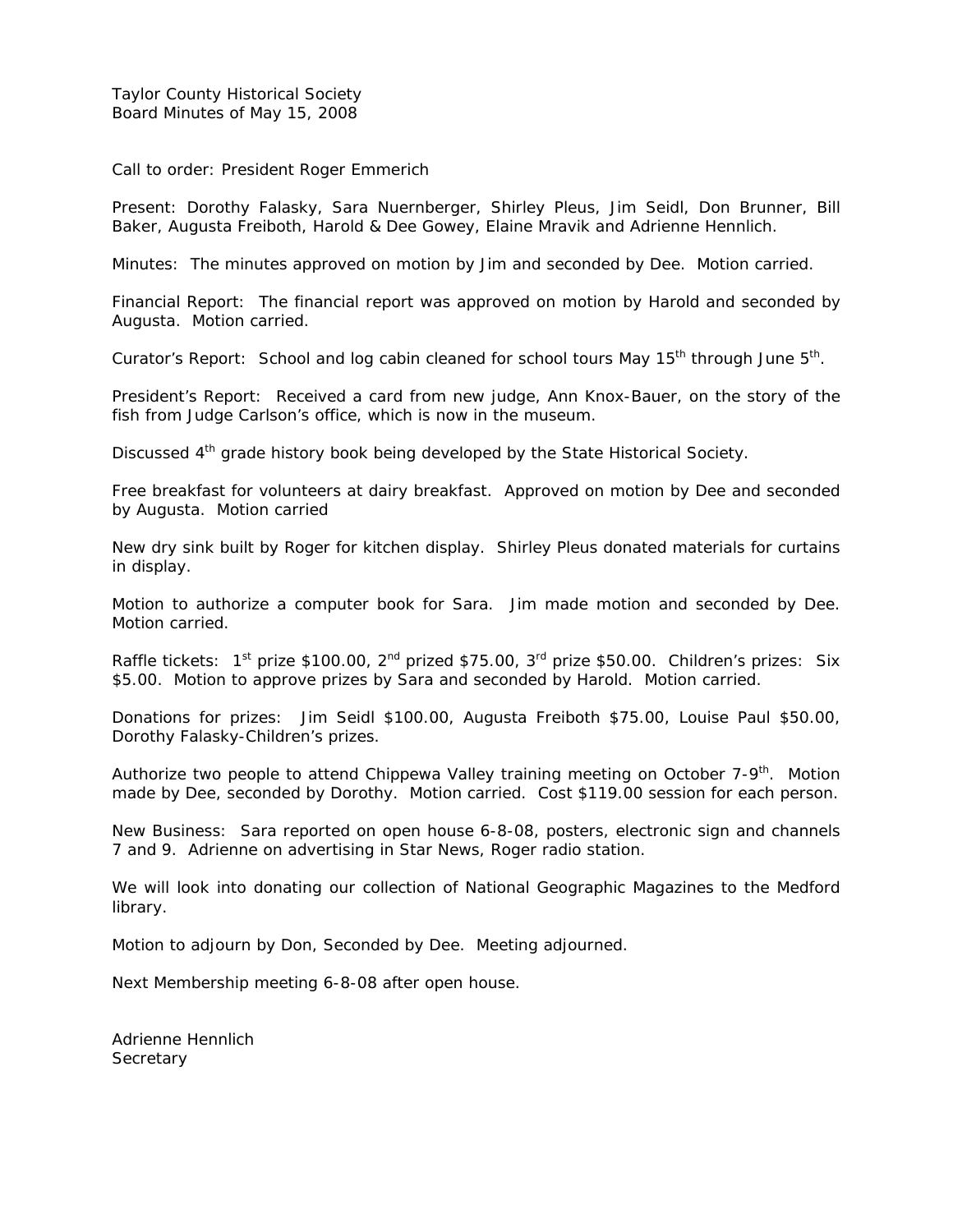Taylor County Historical Society
Board Minutes of May 15, 2008

Call to order: President Roger Emmerich

Present: Dorothy Falasky, Sara Nuernberger, Shirley Pleus, Jim Seidl, Don Brunner, Bill Baker, Augusta Freiboth, Harold & Dee Gowey, Elaine Mravik and Adrienne Hennlich.

Minutes: The minutes approved on motion by Jim and seconded by Dee. Motion carried.

Financial Report: The financial report was approved on motion by Harold and seconded by Augusta. Motion carried.

Curator's Report: School and log cabin cleaned for school tours May 15th through June 5th.

President's Report: Received a card from new judge, Ann Knox-Bauer, on the story of the fish from Judge Carlson's office, which is now in the museum.

Discussed 4th grade history book being developed by the State Historical Society.

Free breakfast for volunteers at dairy breakfast. Approved on motion by Dee and seconded by Augusta. Motion carried

New dry sink built by Roger for kitchen display. Shirley Pleus donated materials for curtains in display.

Motion to authorize a computer book for Sara. Jim made motion and seconded by Dee. Motion carried.

Raffle tickets: 1st prize $100.00, 2nd prized $75.00, 3rd prize $50.00. Children's prizes: Six $5.00. Motion to approve prizes by Sara and seconded by Harold. Motion carried.

Donations for prizes: Jim Seidl $100.00, Augusta Freiboth $75.00, Louise Paul $50.00, Dorothy Falasky-Children's prizes.

Authorize two people to attend Chippewa Valley training meeting on October 7-9th. Motion made by Dee, seconded by Dorothy. Motion carried. Cost $119.00 session for each person.

New Business: Sara reported on open house 6-8-08, posters, electronic sign and channels 7 and 9. Adrienne on advertising in Star News, Roger radio station.

We will look into donating our collection of National Geographic Magazines to the Medford library.

Motion to adjourn by Don, Seconded by Dee. Meeting adjourned.

Next Membership meeting 6-8-08 after open house.

Adrienne Hennlich
Secretary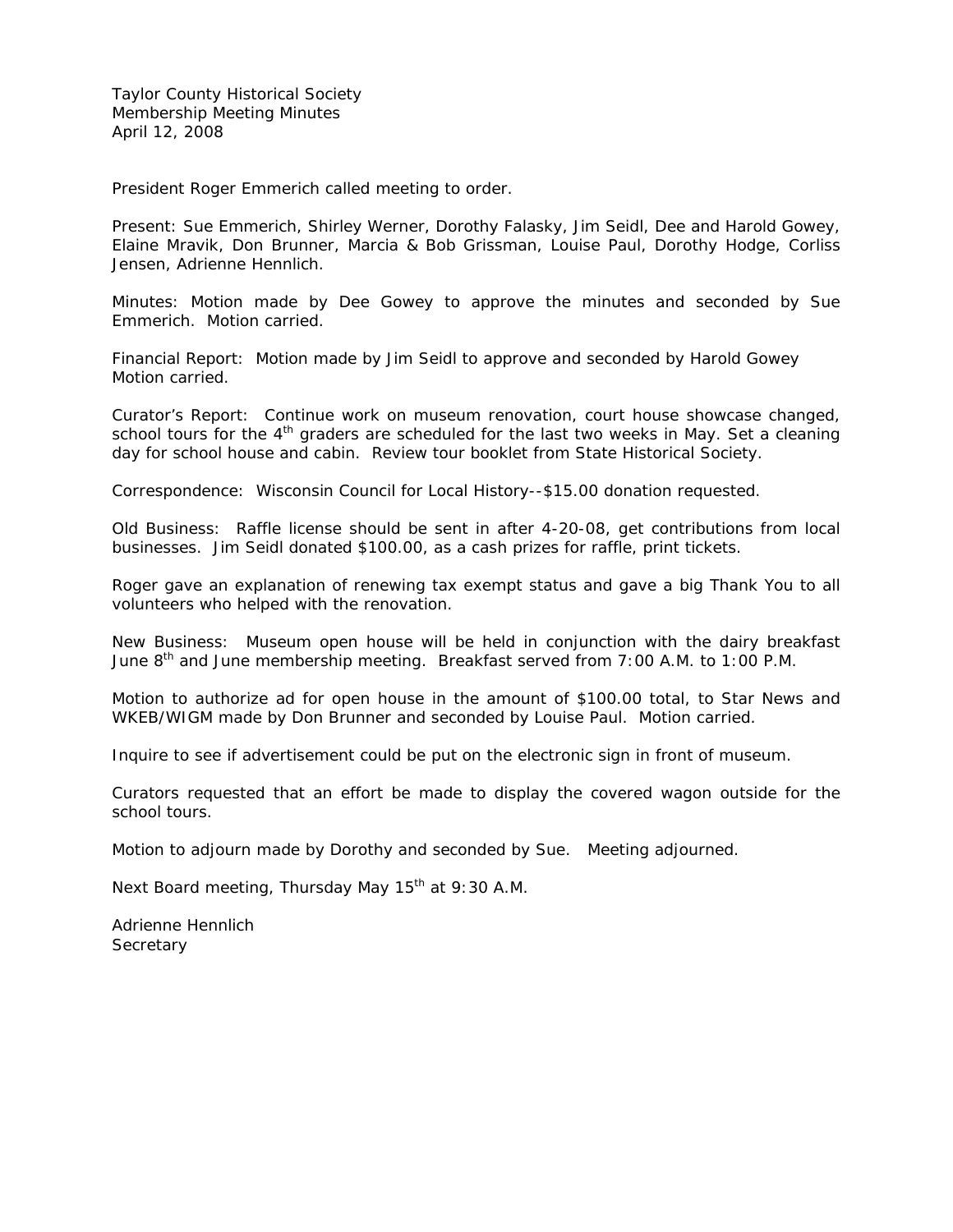Taylor County Historical Society
Membership Meeting Minutes
April 12, 2008

President Roger Emmerich called meeting to order.

Present: Sue Emmerich, Shirley Werner, Dorothy Falasky, Jim Seidl, Dee and Harold Gowey, Elaine Mravik, Don Brunner, Marcia & Bob Grissman, Louise Paul, Dorothy Hodge, Corliss Jensen, Adrienne Hennlich.

Minutes: Motion made by Dee Gowey to approve the minutes and seconded by Sue Emmerich. Motion carried.

Financial Report: Motion made by Jim Seidl to approve and seconded by Harold Gowey Motion carried.

Curator's Report: Continue work on museum renovation, court house showcase changed, school tours for the 4th graders are scheduled for the last two weeks in May. Set a cleaning day for school house and cabin. Review tour booklet from State Historical Society.

Correspondence: Wisconsin Council for Local History--$15.00 donation requested.

Old Business: Raffle license should be sent in after 4-20-08, get contributions from local businesses. Jim Seidl donated $100.00, as a cash prizes for raffle, print tickets.

Roger gave an explanation of renewing tax exempt status and gave a big Thank You to all volunteers who helped with the renovation.

New Business: Museum open house will be held in conjunction with the dairy breakfast June 8th and June membership meeting. Breakfast served from 7:00 A.M. to 1:00 P.M.

Motion to authorize ad for open house in the amount of $100.00 total, to Star News and WKEB/WIGM made by Don Brunner and seconded by Louise Paul. Motion carried.

Inquire to see if advertisement could be put on the electronic sign in front of museum.

Curators requested that an effort be made to display the covered wagon outside for the school tours.

Motion to adjourn made by Dorothy and seconded by Sue. Meeting adjourned.

Next Board meeting, Thursday May 15th at 9:30 A.M.

Adrienne Hennlich
Secretary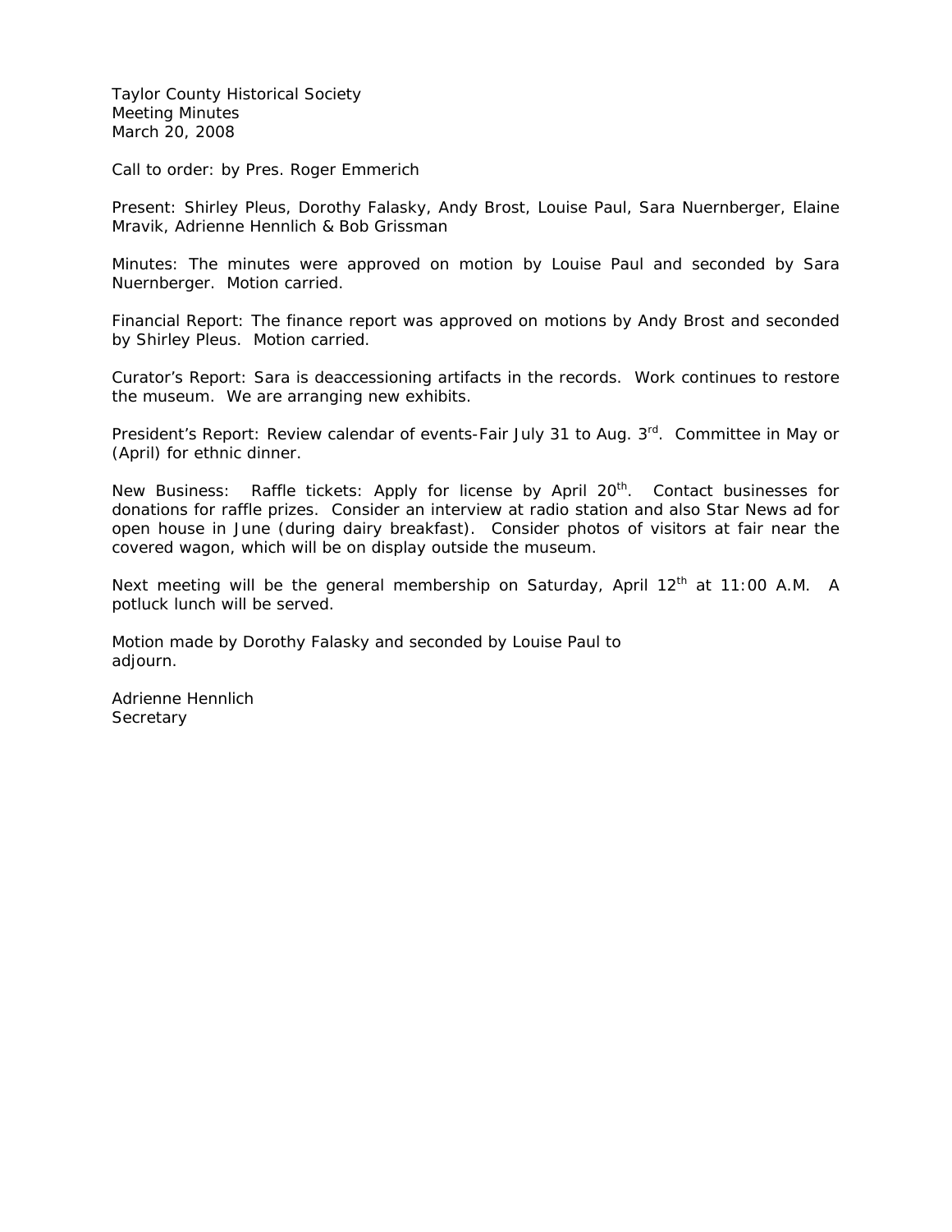Taylor County Historical Society
Meeting Minutes
March 20, 2008

Call to order: by Pres. Roger Emmerich

Present: Shirley Pleus, Dorothy Falasky, Andy Brost, Louise Paul, Sara Nuernberger, Elaine Mravik, Adrienne Hennlich & Bob Grissman

Minutes: The minutes were approved on motion by Louise Paul and seconded by Sara Nuernberger. Motion carried.

Financial Report: The finance report was approved on motions by Andy Brost and seconded by Shirley Pleus. Motion carried.

Curator's Report: Sara is deaccessioning artifacts in the records. Work continues to restore the museum. We are arranging new exhibits.

President's Report: Review calendar of events-Fair July 31 to Aug. 3rd. Committee in May or (April) for ethnic dinner.

New Business: Raffle tickets: Apply for license by April 20th. Contact businesses for donations for raffle prizes. Consider an interview at radio station and also Star News ad for open house in June (during dairy breakfast). Consider photos of visitors at fair near the covered wagon, which will be on display outside the museum.

Next meeting will be the general membership on Saturday, April 12th at 11:00 A.M. A potluck lunch will be served.

Motion made by Dorothy Falasky and seconded by Louise Paul to adjourn.

Adrienne Hennlich
Secretary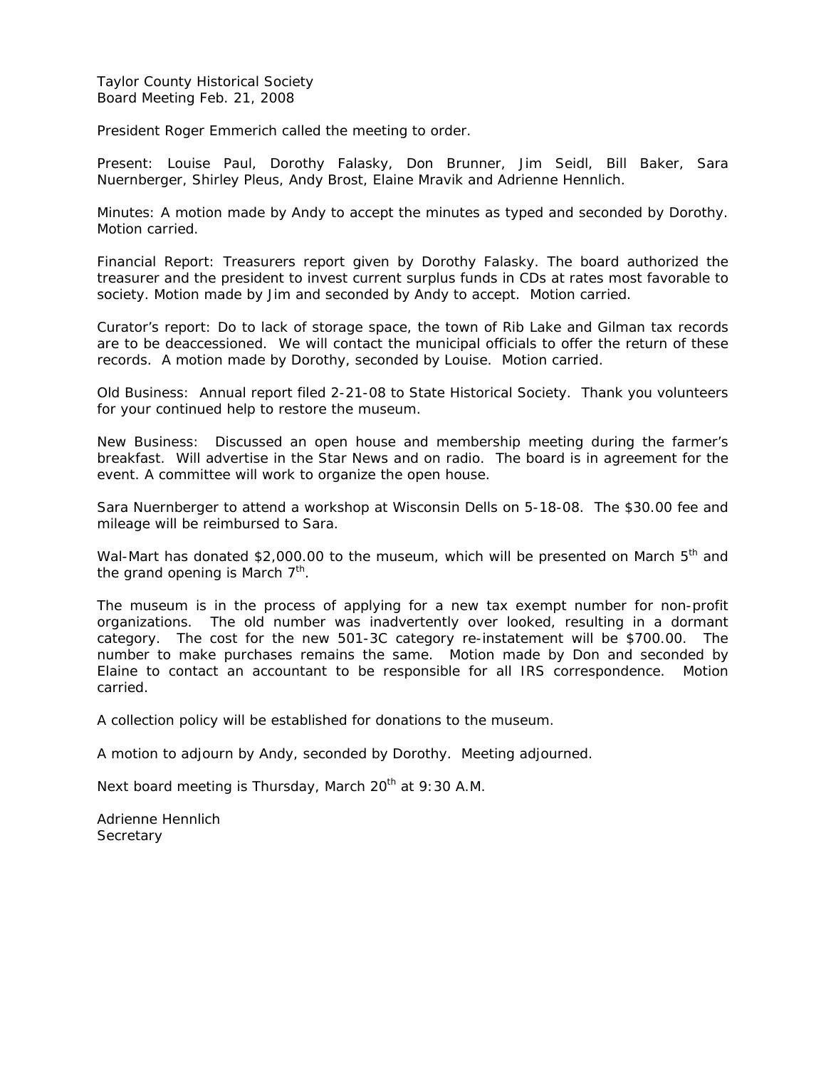Taylor County Historical Society
Board Meeting Feb. 21, 2008

President Roger Emmerich called the meeting to order.

Present: Louise Paul, Dorothy Falasky, Don Brunner, Jim Seidl, Bill Baker, Sara Nuernberger, Shirley Pleus, Andy Brost, Elaine Mravik and Adrienne Hennlich.

Minutes: A motion made by Andy to accept the minutes as typed and seconded by Dorothy. Motion carried.

Financial Report: Treasurers report given by Dorothy Falasky. The board authorized the treasurer and the president to invest current surplus funds in CDs at rates most favorable to society. Motion made by Jim and seconded by Andy to accept. Motion carried.

Curator's report: Do to lack of storage space, the town of Rib Lake and Gilman tax records are to be deaccessioned. We will contact the municipal officials to offer the return of these records. A motion made by Dorothy, seconded by Louise. Motion carried.

Old Business: Annual report filed 2-21-08 to State Historical Society. Thank you volunteers for your continued help to restore the museum.

New Business: Discussed an open house and membership meeting during the farmer's breakfast. Will advertise in the Star News and on radio. The board is in agreement for the event. A committee will work to organize the open house.

Sara Nuernberger to attend a workshop at Wisconsin Dells on 5-18-08. The $30.00 fee and mileage will be reimbursed to Sara.

Wal-Mart has donated $2,000.00 to the museum, which will be presented on March 5th and the grand opening is March 7th.

The museum is in the process of applying for a new tax exempt number for non-profit organizations. The old number was inadvertently over looked, resulting in a dormant category. The cost for the new 501-3C category re-instatement will be $700.00. The number to make purchases remains the same. Motion made by Don and seconded by Elaine to contact an accountant to be responsible for all IRS correspondence. Motion carried.

A collection policy will be established for donations to the museum.

A motion to adjourn by Andy, seconded by Dorothy. Meeting adjourned.

Next board meeting is Thursday, March 20th at 9:30 A.M.

Adrienne Hennlich
Secretary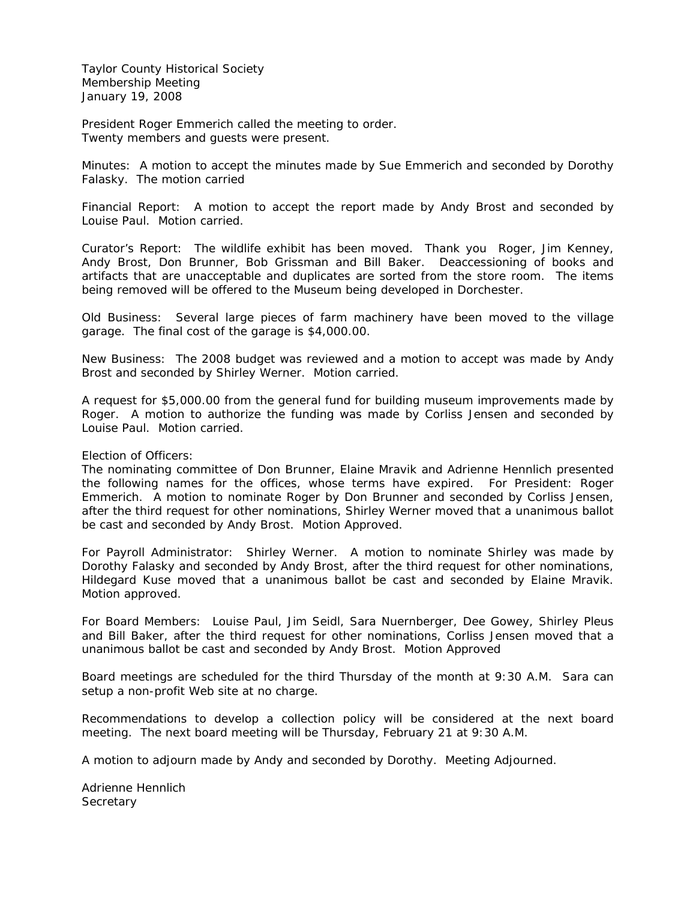Taylor County Historical Society
Membership Meeting
January 19, 2008

President Roger Emmerich called the meeting to order.
Twenty members and guests were present.

Minutes: A motion to accept the minutes made by Sue Emmerich and seconded by Dorothy Falasky. The motion carried

Financial Report: A motion to accept the report made by Andy Brost and seconded by Louise Paul. Motion carried.

Curator's Report: The wildlife exhibit has been moved. Thank you Roger, Jim Kenney, Andy Brost, Don Brunner, Bob Grissman and Bill Baker. Deaccessioning of books and artifacts that are unacceptable and duplicates are sorted from the store room. The items being removed will be offered to the Museum being developed in Dorchester.

Old Business: Several large pieces of farm machinery have been moved to the village garage. The final cost of the garage is $4,000.00.

New Business: The 2008 budget was reviewed and a motion to accept was made by Andy Brost and seconded by Shirley Werner. Motion carried.

A request for $5,000.00 from the general fund for building museum improvements made by Roger. A motion to authorize the funding was made by Corliss Jensen and seconded by Louise Paul. Motion carried.

Election of Officers:
The nominating committee of Don Brunner, Elaine Mravik and Adrienne Hennlich presented the following names for the offices, whose terms have expired. For President: Roger Emmerich. A motion to nominate Roger by Don Brunner and seconded by Corliss Jensen, after the third request for other nominations, Shirley Werner moved that a unanimous ballot be cast and seconded by Andy Brost. Motion Approved.

For Payroll Administrator: Shirley Werner. A motion to nominate Shirley was made by Dorothy Falasky and seconded by Andy Brost, after the third request for other nominations, Hildegard Kuse moved that a unanimous ballot be cast and seconded by Elaine Mravik. Motion approved.

For Board Members: Louise Paul, Jim Seidl, Sara Nuernberger, Dee Gowey, Shirley Pleus and Bill Baker, after the third request for other nominations, Corliss Jensen moved that a unanimous ballot be cast and seconded by Andy Brost. Motion Approved

Board meetings are scheduled for the third Thursday of the month at 9:30 A.M. Sara can setup a non-profit Web site at no charge.

Recommendations to develop a collection policy will be considered at the next board meeting. The next board meeting will be Thursday, February 21 at 9:30 A.M.

A motion to adjourn made by Andy and seconded by Dorothy. Meeting Adjourned.

Adrienne Hennlich
Secretary